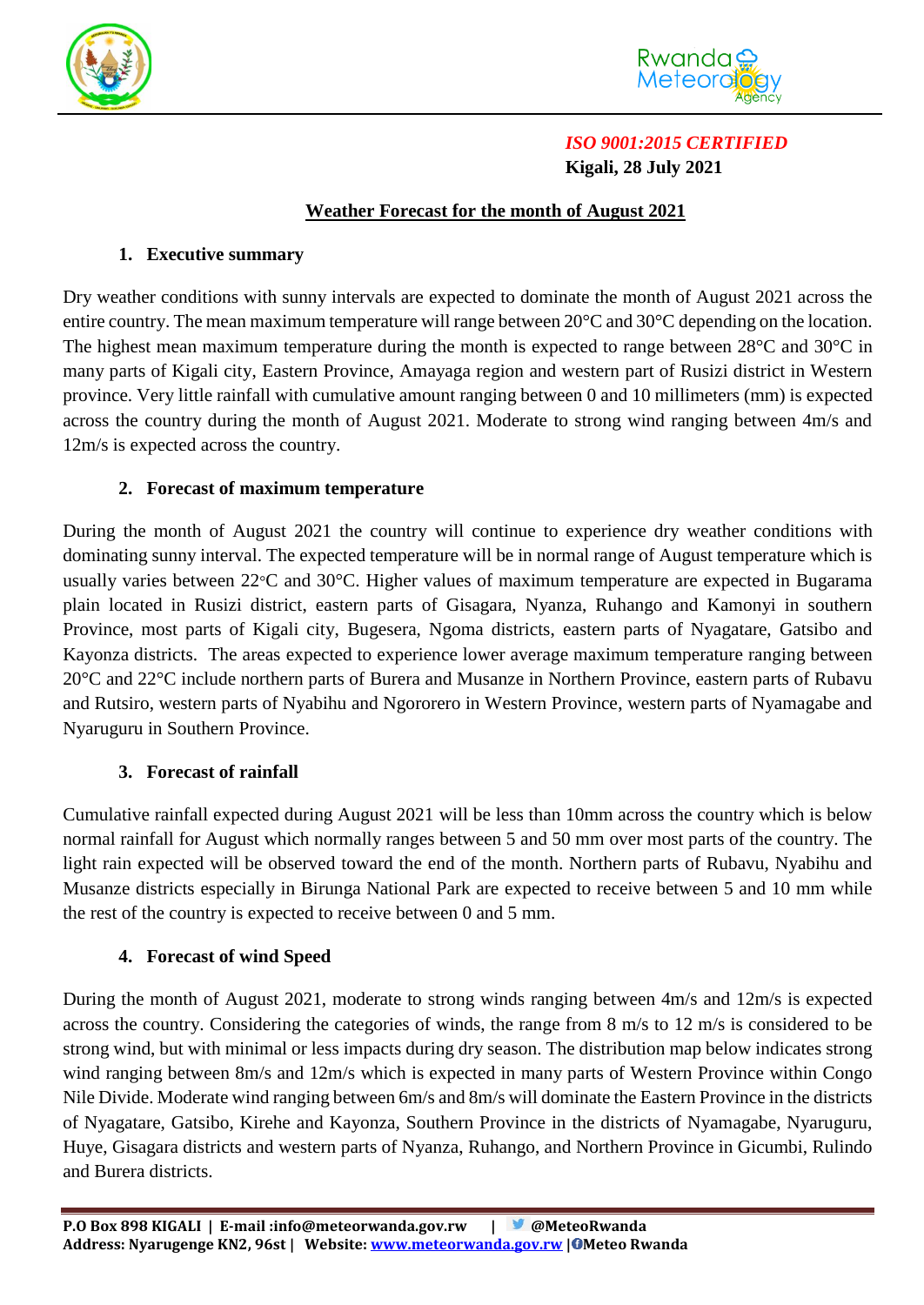*ISO 9001:2015 CERTIFIED*

**Kigali, 28 July 2021**

# Weather Forecast for the month of August 2021

## 1. Executive summary

Dry weather conditions with sunny intervals are expected to dominate the month of August 2021 across the entire country. The mean maximum temperature will range between 20°C and 30°C depending on the location. The highest mean maximum temperature during the month is expected to range between 28°C and 30°C in many parts of Kigali city, Eastern Province, Amayaga region and western part of Rusizi district in Western province. Very little rainfall with cumulative amount ranging between 0 and 10 millimeters (mm) is expected across the country during the month of August 2021. Moderate to strong wind ranging between 4m/s and 12m/s is expected across the country.

## 2. Forecast of maximum temperature

During the month of August 2021 the country will continue to experience dry weather conditions with dominating sunny interval. The expected temperature will be in normal range of August temperature which is usually varies between 22°C and 30°C. Higher values of maximum temperature are expected in Bugarama plain located in Rusizi district, eastern parts of Gisagara, Nyanza, Ruhango and Kamonyi in southern Province, most parts of Kigali city, Bugesera, Ngoma districts, eastern parts of Nyagatare, Gatsibo and Kayonza districts. The areas expected to experience lower average maximum temperature ranging between 20°C and 22°C include northern parts of Burera and Musanze in Northern Province, eastern parts of Rubavu and Rutsiro, western parts of Nyabihu and Ngororero in Western Province, western parts of Nyamagabe and Nyaruguru in Southern Province.

## 3. Forecast of rainfall

Cumulative rainfall expected during August 2021 will be less than 10mm across the country which is below normal rainfall for August which normally ranges between 5 and 50 mm over most parts of the country. The light rain expected will be observed toward the end of the month. Northern parts of Rubavu, Nyabihu and Musanze districts especially in Birunga National Park are expected to receive between 5 and 10 mm while the rest of the country is expected to receive between 0 and 5 mm.

## 4. Forecast of wind Speed

During the month of August 2021, moderate to strong winds ranging between 4m/s and 12m/s is expected across the country. Considering the categories of winds, the range from 8 m/s to 12 m/s is considered to be strong wind, but with minimal or less impacts during dry season. The distribution map below indicates strong wind ranging between 8m/s and 12m/s which is expected in many parts of Western Province within Congo Nile Divide. Moderate wind ranging between 6m/s and 8m/s will dominate the Eastern Province in the districts of Nyagatare, Gatsibo, Kirehe and Kayonza, Southern Province in the districts of Nyamagabe, Nyaruguru, Huye, Gisagara districts and western parts of Nyanza, Ruhango, and Northern Province in Gicumbi, Rulindo and Burera districts.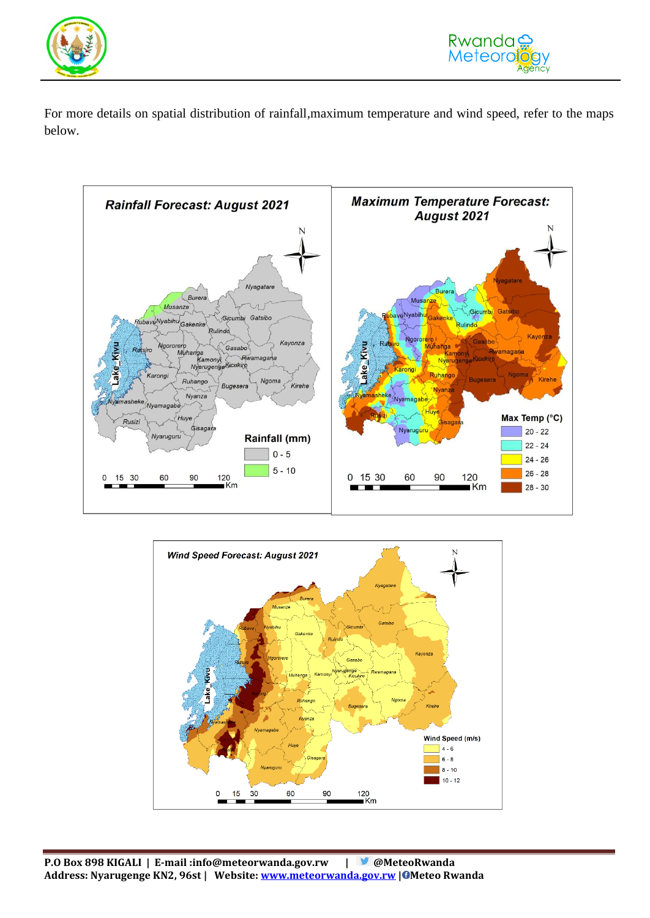For more details on spatial distribution of rainfall,maximum temperature and wind speed, refer to the maps below.

Rainfall Forecast: August 2021

Rainfall (mm)
0 - 5
5 - 10

0 15 30 60 90 120 Km

Maximum Temperature Forecast: August 2021

Max Temp (°C)
20 - 22
22 - 24
24 - 26
26 - 28
28 - 30

0 15 30 60 90 120 Km

Wind Speed Forecast: August 2021

Wind Speed (m/s)
4 - 6
6 - 8
8 - 10
10 - 12

0 15 30 60 90 120 Km